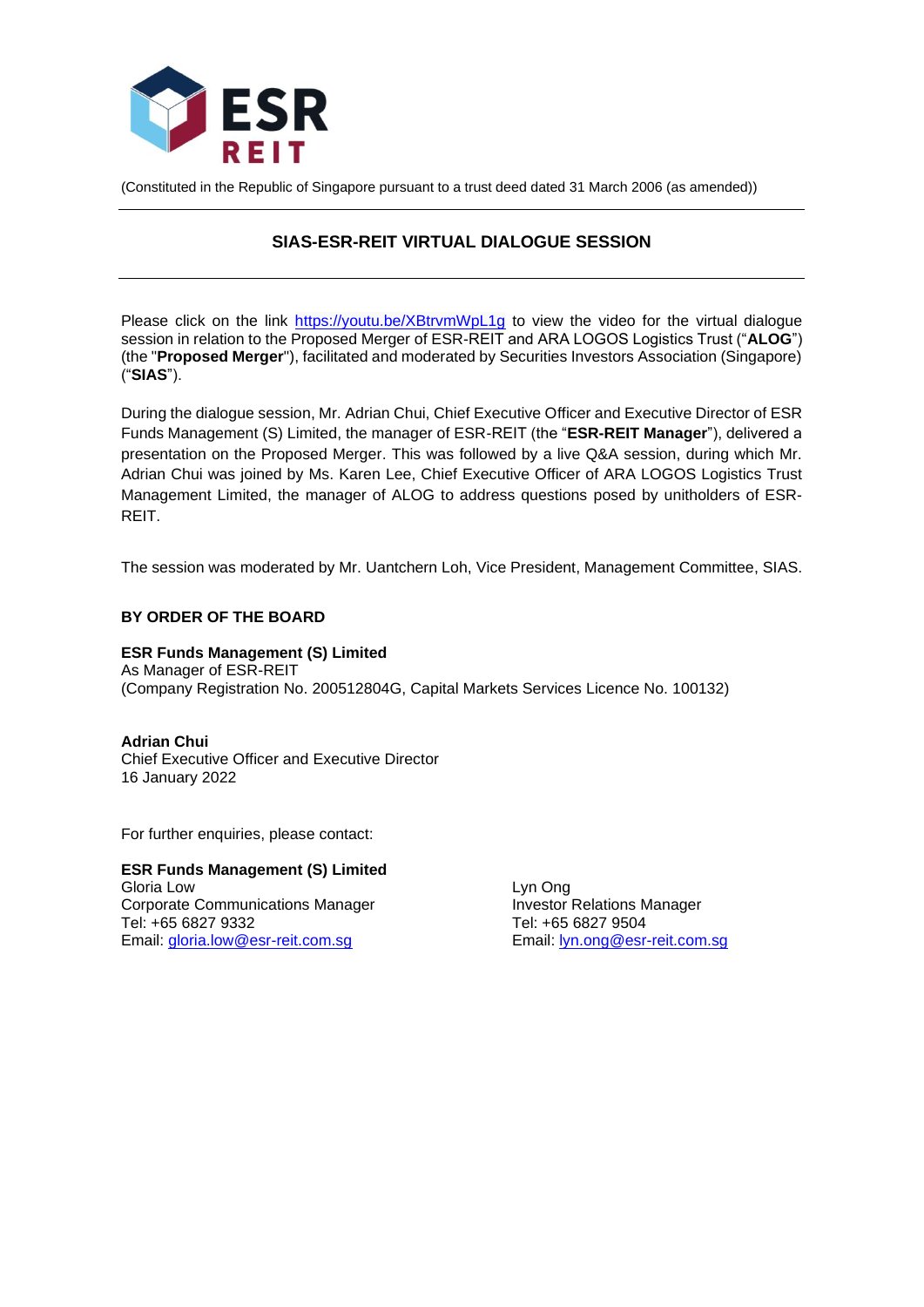ESR REIT

(Constituted in the Republic of Singapore pursuant to a trust deed dated 31 March 2006 (as amended))

## SIAS-ESR-REIT VIRTUAL DIALOGUE SESSION

Please click on the link https://youtu.be/XBtrvmWpL1g to view the video for the virtual dialogue session in relation to the Proposed Merger of ESR-REIT and ARA LOGOS Logistics Trust ("**ALOG**") (the "**Proposed Merger**"), facilitated and moderated by Securities Investors Association (Singapore) ("**SIAS**").

During the dialogue session, Mr. Adrian Chui, Chief Executive Officer and Executive Director of ESR Funds Management (S) Limited, the manager of ESR-REIT (the "**ESR-REIT Manager**"), delivered a presentation on the Proposed Merger. This was followed by a live Q&A session, during which Mr. Adrian Chui was joined by Ms. Karen Lee, Chief Executive Officer of ARA LOGOS Logistics Trust Management Limited, the manager of ALOG to address questions posed by unitholders of ESR-REIT.

The session was moderated by Mr. Uantchern Loh, Vice President, Management Committee, SIAS.

**BY ORDER OF THE BOARD**

**ESR Funds Management (S) Limited**
As Manager of ESR-REIT
(Company Registration No. 200512804G, Capital Markets Services Licence No. 100132)

**Adrian Chui**
Chief Executive Officer and Executive Director
16 January 2022

For further enquiries, please contact:

**ESR Funds Management (S) Limited**
Gloria Low
Corporate Communications Manager
Tel: +65 6827 9332
Email: gloria.low@esr-reit.com.sg

Lyn Ong
Investor Relations Manager
Tel: +65 6827 9504
Email: lyn.ong@esr-reit.com.sg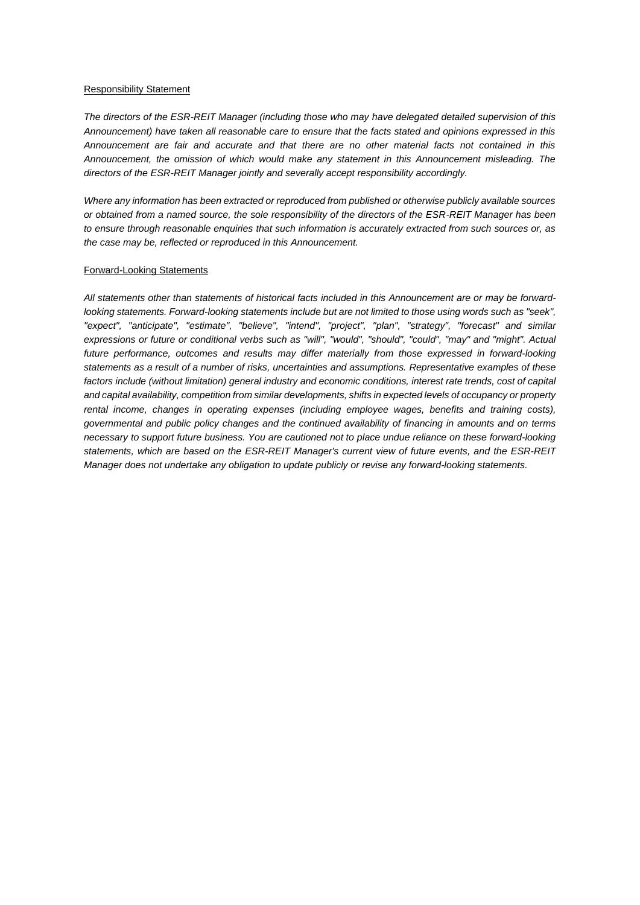<u>Responsibility Statement</u>

*The directors of the ESR-REIT Manager (including those who may have delegated detailed supervision of this Announcement) have taken all reasonable care to ensure that the facts stated and opinions expressed in this Announcement are fair and accurate and that there are no other material facts not contained in this Announcement, the omission of which would make any statement in this Announcement misleading. The directors of the ESR-REIT Manager jointly and severally accept responsibility accordingly.*

*Where any information has been extracted or reproduced from published or otherwise publicly available sources or obtained from a named source, the sole responsibility of the directors of the ESR-REIT Manager has been to ensure through reasonable enquiries that such information is accurately extracted from such sources or, as the case may be, reflected or reproduced in this Announcement.*

<u>Forward-Looking Statements</u>

*All statements other than statements of historical facts included in this Announcement are or may be forward-looking statements. Forward-looking statements include but are not limited to those using words such as "seek", "expect", "anticipate", "estimate", "believe", "intend", "project", "plan", "strategy", "forecast" and similar expressions or future or conditional verbs such as "will", "would", "should", "could", "may" and "might". Actual future performance, outcomes and results may differ materially from those expressed in forward-looking statements as a result of a number of risks, uncertainties and assumptions. Representative examples of these factors include (without limitation) general industry and economic conditions, interest rate trends, cost of capital and capital availability, competition from similar developments, shifts in expected levels of occupancy or property rental income, changes in operating expenses (including employee wages, benefits and training costs), governmental and public policy changes and the continued availability of financing in amounts and on terms necessary to support future business. You are cautioned not to place undue reliance on these forward-looking statements, which are based on the ESR-REIT Manager's current view of future events, and the ESR-REIT Manager does not undertake any obligation to update publicly or revise any forward-looking statements.*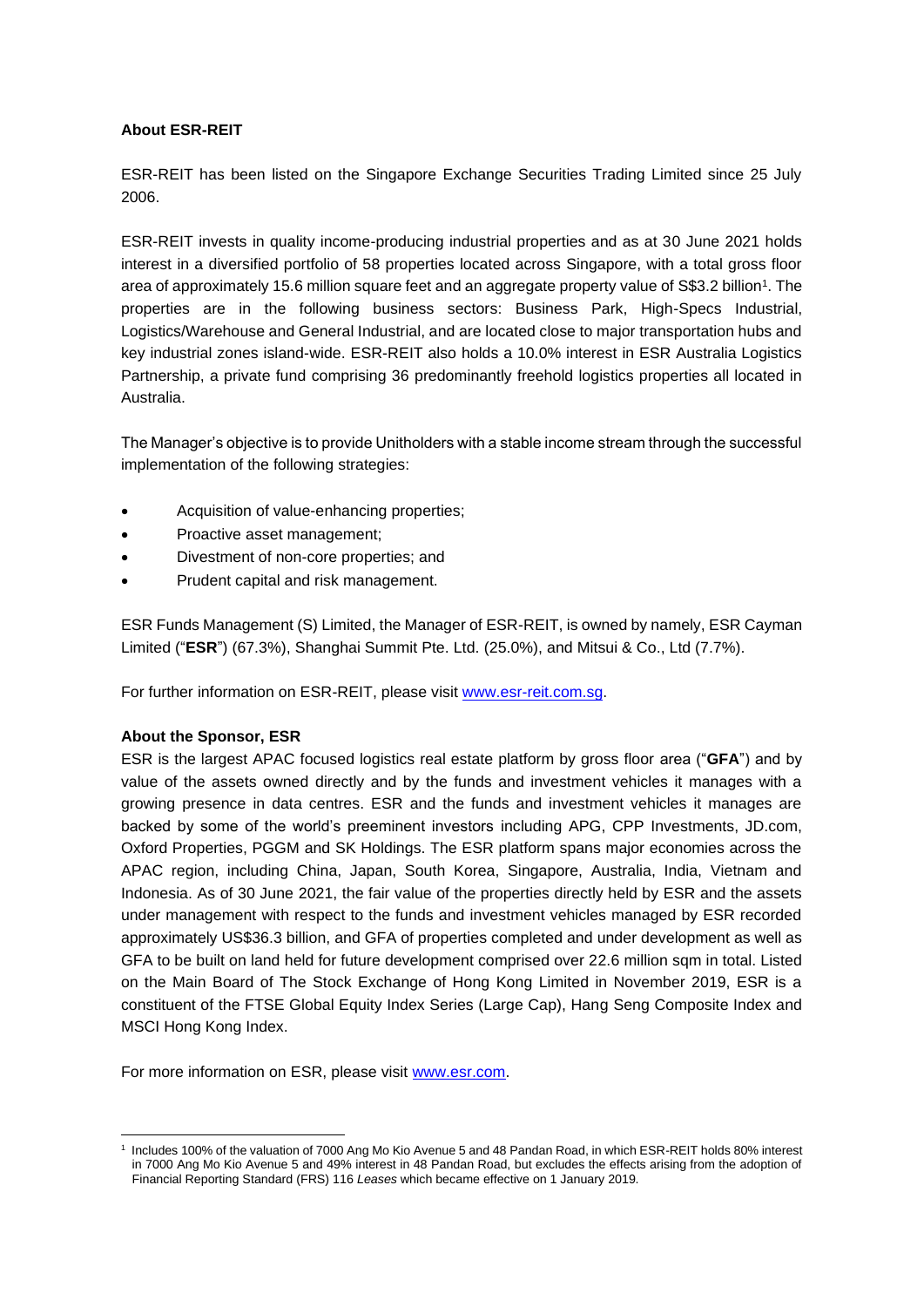**About ESR-REIT**

ESR-REIT has been listed on the Singapore Exchange Securities Trading Limited since 25 July 2006.

ESR-REIT invests in quality income-producing industrial properties and as at 30 June 2021 holds interest in a diversified portfolio of 58 properties located across Singapore, with a total gross floor area of approximately 15.6 million square feet and an aggregate property value of S$3.2 billion[1]. The properties are in the following business sectors: Business Park, High-Specs Industrial, Logistics/Warehouse and General Industrial, and are located close to major transportation hubs and key industrial zones island-wide. ESR-REIT also holds a 10.0% interest in ESR Australia Logistics Partnership, a private fund comprising 36 predominantly freehold logistics properties all located in Australia.

The Manager's objective is to provide Unitholders with a stable income stream through the successful implementation of the following strategies:

- Acquisition of value-enhancing properties;
- Proactive asset management;
- Divestment of non-core properties; and
- Prudent capital and risk management.

ESR Funds Management (S) Limited, the Manager of ESR-REIT, is owned by namely, ESR Cayman Limited ("**ESR**") (67.3%), Shanghai Summit Pte. Ltd. (25.0%), and Mitsui & Co., Ltd (7.7%).

For further information on ESR-REIT, please visit [www.esr-reit.com.sg](http://www.esr-reit.com.sg).

**About the Sponsor, ESR**

ESR is the largest APAC focused logistics real estate platform by gross floor area ("**GFA**") and by value of the assets owned directly and by the funds and investment vehicles it manages with a growing presence in data centres. ESR and the funds and investment vehicles it manages are backed by some of the world's preeminent investors including APG, CPP Investments, JD.com, Oxford Properties, PGGM and SK Holdings. The ESR platform spans major economies across the APAC region, including China, Japan, South Korea, Singapore, Australia, India, Vietnam and Indonesia. As of 30 June 2021, the fair value of the properties directly held by ESR and the assets under management with respect to the funds and investment vehicles managed by ESR recorded approximately US$36.3 billion, and GFA of properties completed and under development as well as GFA to be built on land held for future development comprised over 22.6 million sqm in total. Listed on the Main Board of The Stock Exchange of Hong Kong Limited in November 2019, ESR is a constituent of the FTSE Global Equity Index Series (Large Cap), Hang Seng Composite Index and MSCI Hong Kong Index.

For more information on ESR, please visit [www.esr.com](http://www.esr.com).

---

[1] Includes 100% of the valuation of 7000 Ang Mo Kio Avenue 5 and 48 Pandan Road, in which ESR-REIT holds 80% interest in 7000 Ang Mo Kio Avenue 5 and 49% interest in 48 Pandan Road, but excludes the effects arising from the adoption of Financial Reporting Standard (FRS) 116 *Leases* which became effective on 1 January 2019.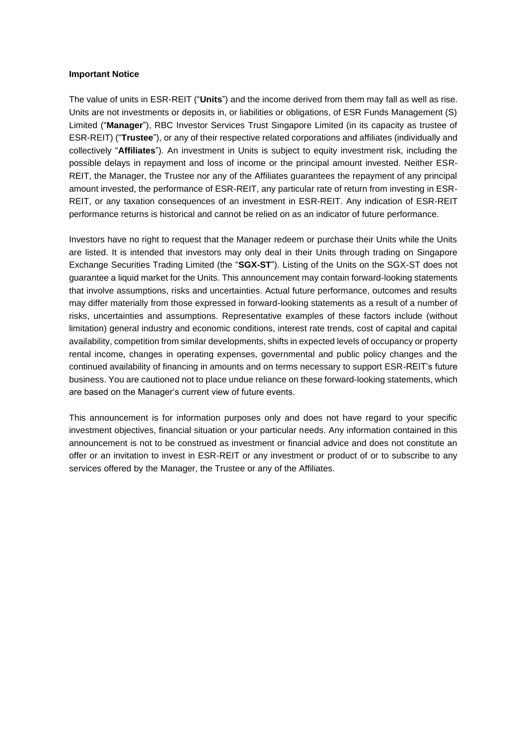**Important Notice**

The value of units in ESR-REIT ("**Units**") and the income derived from them may fall as well as rise. Units are not investments or deposits in, or liabilities or obligations, of ESR Funds Management (S) Limited ("**Manager**"), RBC Investor Services Trust Singapore Limited (in its capacity as trustee of ESR-REIT) ("**Trustee**"), or any of their respective related corporations and affiliates (individually and collectively "**Affiliates**"). An investment in Units is subject to equity investment risk, including the possible delays in repayment and loss of income or the principal amount invested. Neither ESR-REIT, the Manager, the Trustee nor any of the Affiliates guarantees the repayment of any principal amount invested, the performance of ESR-REIT, any particular rate of return from investing in ESR-REIT, or any taxation consequences of an investment in ESR-REIT. Any indication of ESR-REIT performance returns is historical and cannot be relied on as an indicator of future performance.

Investors have no right to request that the Manager redeem or purchase their Units while the Units are listed. It is intended that investors may only deal in their Units through trading on Singapore Exchange Securities Trading Limited (the "**SGX-ST**"). Listing of the Units on the SGX-ST does not guarantee a liquid market for the Units. This announcement may contain forward-looking statements that involve assumptions, risks and uncertainties. Actual future performance, outcomes and results may differ materially from those expressed in forward-looking statements as a result of a number of risks, uncertainties and assumptions. Representative examples of these factors include (without limitation) general industry and economic conditions, interest rate trends, cost of capital and capital availability, competition from similar developments, shifts in expected levels of occupancy or property rental income, changes in operating expenses, governmental and public policy changes and the continued availability of financing in amounts and on terms necessary to support ESR-REIT's future business. You are cautioned not to place undue reliance on these forward-looking statements, which are based on the Manager's current view of future events.

This announcement is for information purposes only and does not have regard to your specific investment objectives, financial situation or your particular needs. Any information contained in this announcement is not to be construed as investment or financial advice and does not constitute an offer or an invitation to invest in ESR-REIT or any investment or product of or to subscribe to any services offered by the Manager, the Trustee or any of the Affiliates.